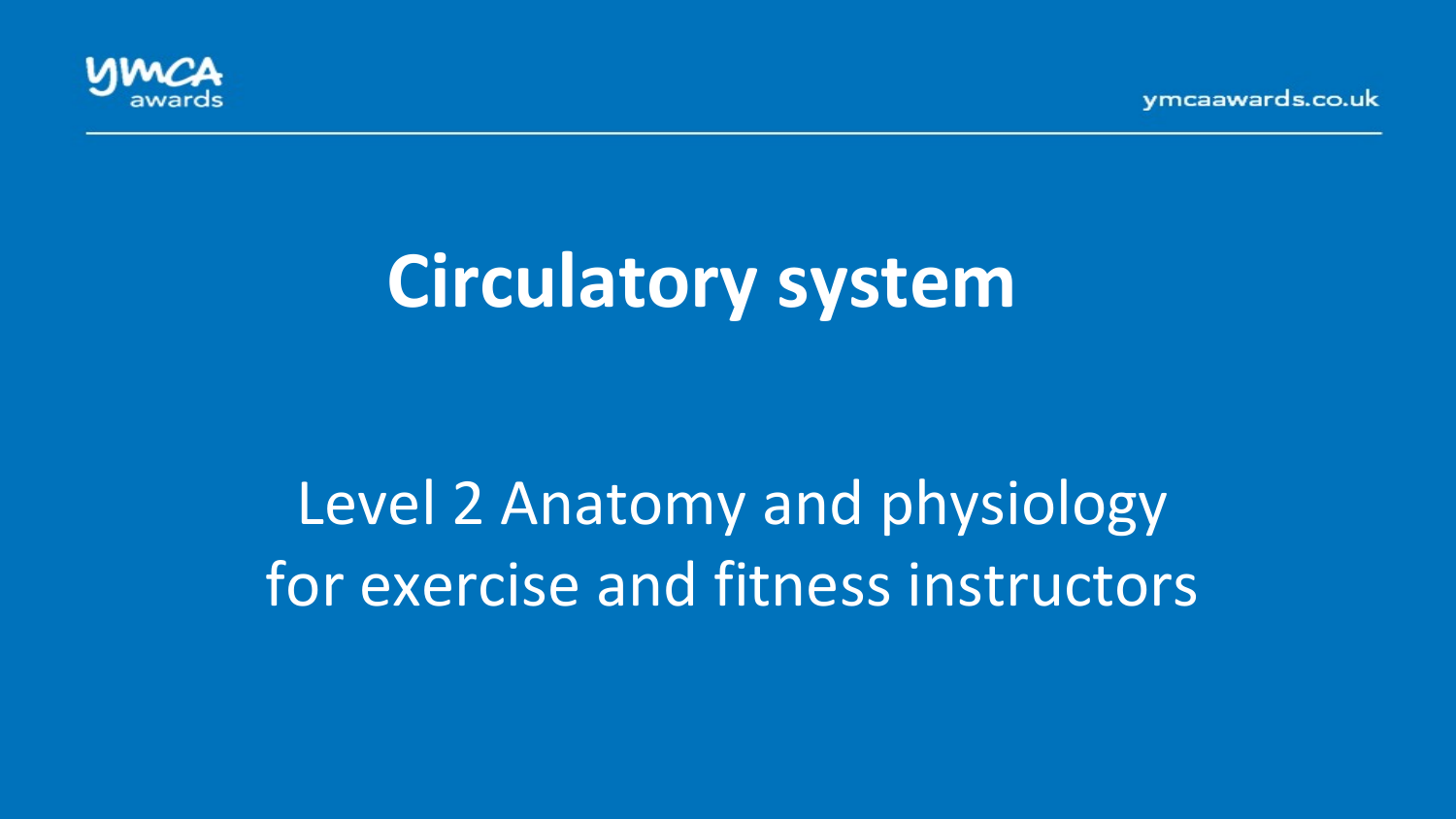# Circulatory system

Level 2 Anatomy and physiology for exercise and fitness instructors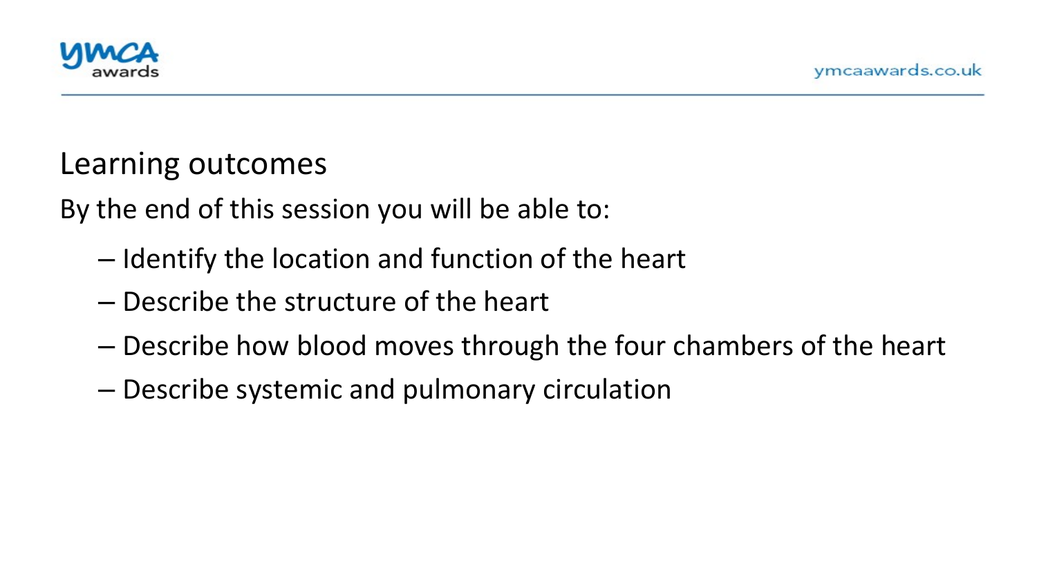## Learning outcomes

By the end of this session you will be able to:

- Identify the location and function of the heart
- Describe the structure of the heart
- Describe how blood moves through the four chambers of the heart
- Describe systemic and pulmonary circulation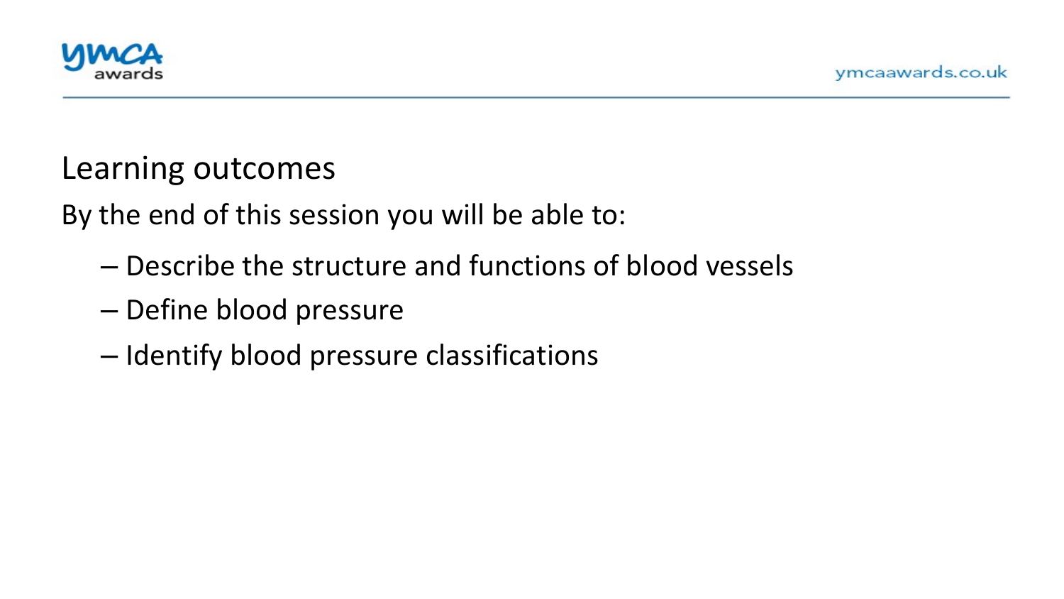## Learning outcomes

By the end of this session you will be able to:

- Describe the structure and functions of blood vessels
- Define blood pressure
- Identify blood pressure classifications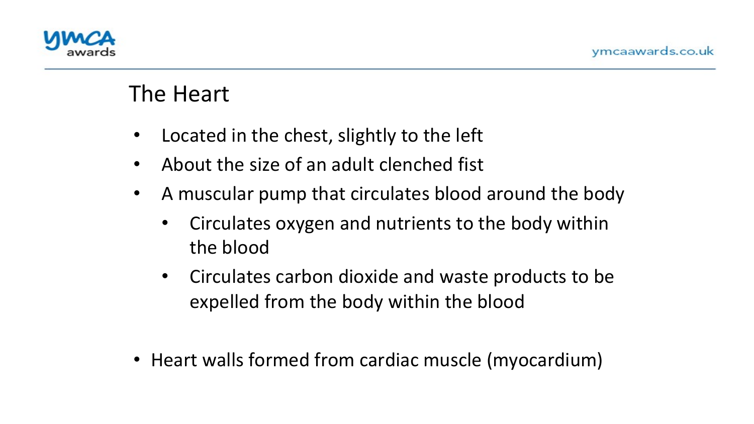# The Heart

- Located in the chest, slightly to the left
- About the size of an adult clenched fist
- A muscular pump that circulates blood around the body
  - Circulates oxygen and nutrients to the body within the blood
  - Circulates carbon dioxide and waste products to be expelled from the body within the blood

- Heart walls formed from cardiac muscle (myocardium)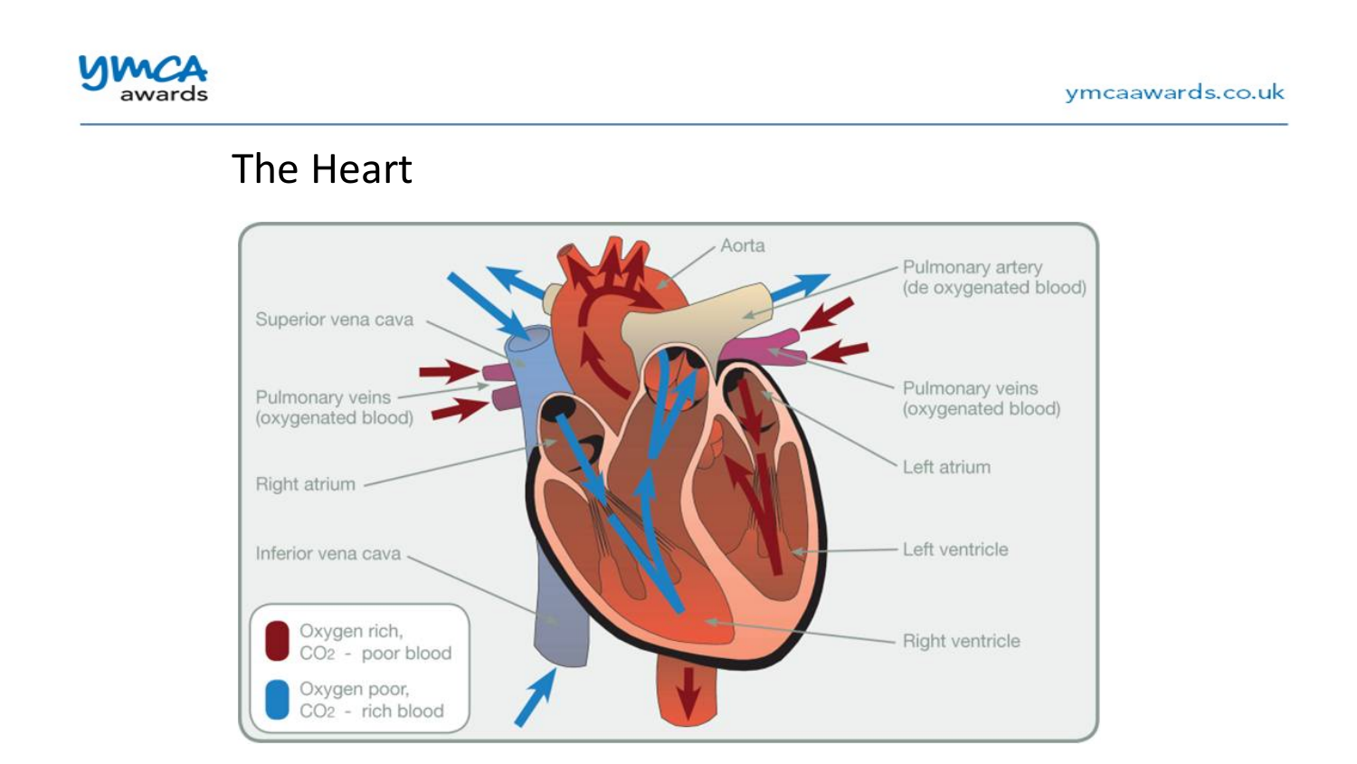# The Heart

Aorta

Pulmonary artery (de oxygenated blood)

Superior vena cava

Pulmonary veins (oxygenated blood)

Pulmonary veins (oxygenated blood)

Left atrium

Right atrium

Left ventricle

Inferior vena cava

Right ventricle

Oxygen rich, $CO_2$ - poor blood

Oxygen poor, $CO_2$ - rich blood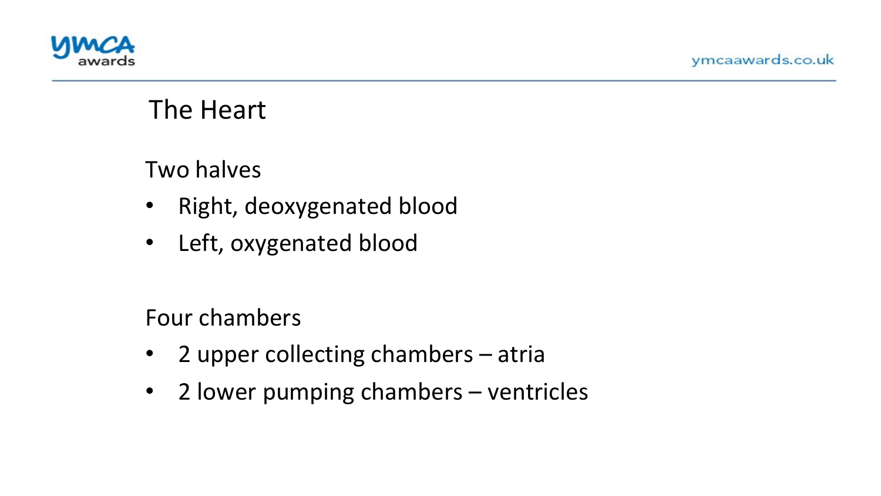# The Heart

Two halves

- Right, deoxygenated blood
- Left, oxygenated blood

Four chambers

- 2 upper collecting chambers – atria
- 2 lower pumping chambers – ventricles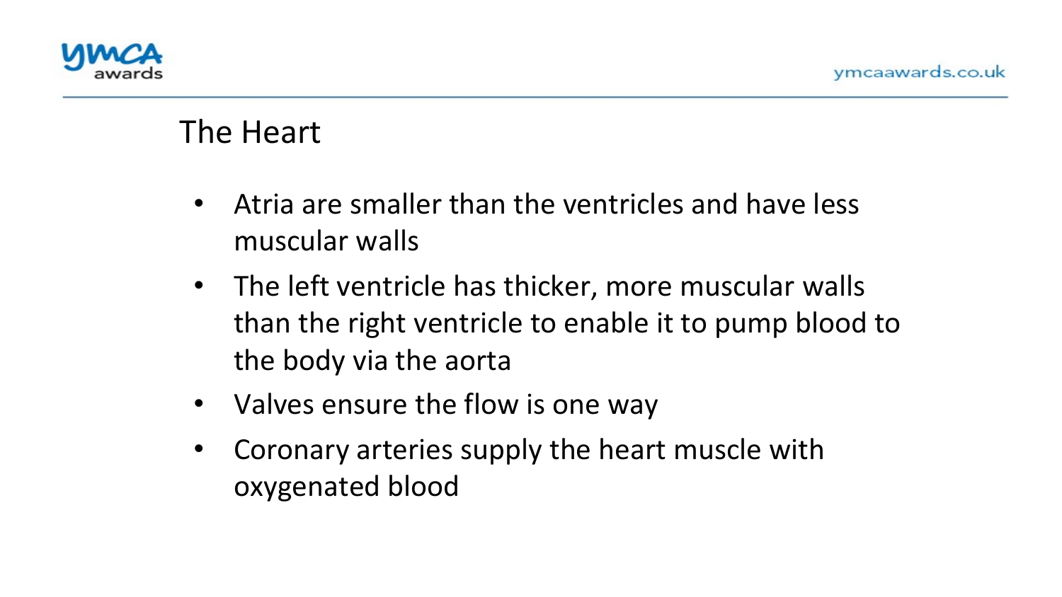## The Heart

- Atria are smaller than the ventricles and have less muscular walls
- The left ventricle has thicker, more muscular walls than the right ventricle to enable it to pump blood to the body via the aorta
- Valves ensure the flow is one way
- Coronary arteries supply the heart muscle with oxygenated blood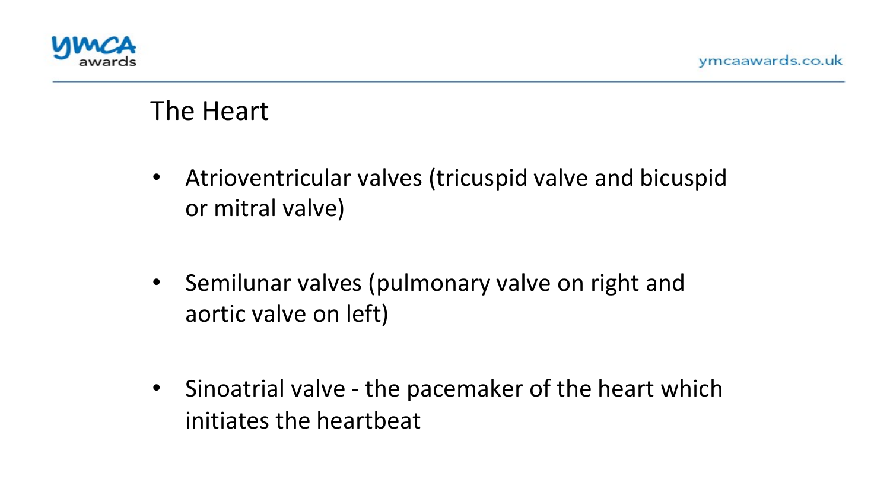# The Heart

- Atrioventricular valves (tricuspid valve and bicuspid or mitral valve)
- Semilunar valves (pulmonary valve on right and aortic valve on left)
- Sinoatrial valve - the pacemaker of the heart which initiates the heartbeat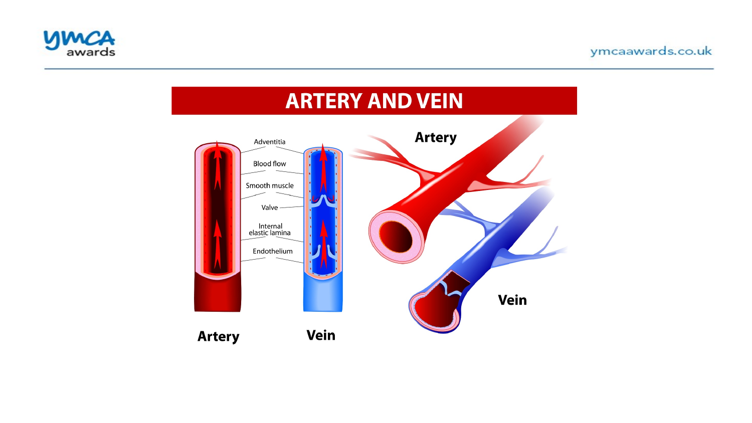# ARTERY AND VEIN

Adventitia

Blood flow

Smooth muscle

Valve

Internal elastic lamina

Endothelium

Artery

Vein

Artery

Vein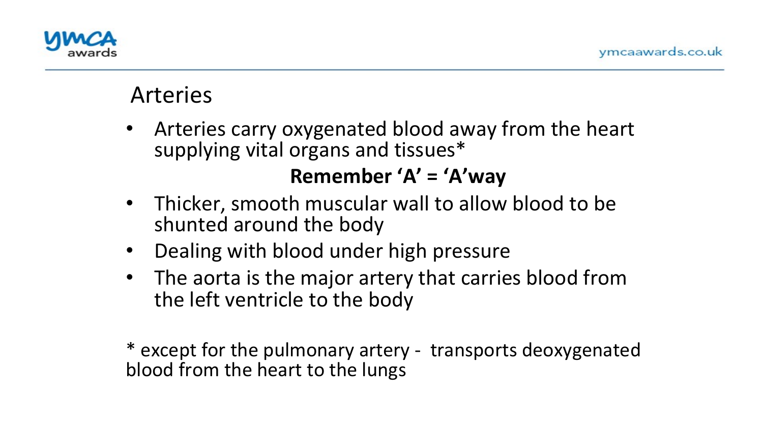## Arteries

- Arteries carry oxygenated blood away from the heart supplying vital organs and tissues*

**Remember 'A' = 'A'way**

- Thicker, smooth muscular wall to allow blood to be shunted around the body
- Dealing with blood under high pressure
- The aorta is the major artery that carries blood from the left ventricle to the body

* except for the pulmonary artery - transports deoxygenated blood from the heart to the lungs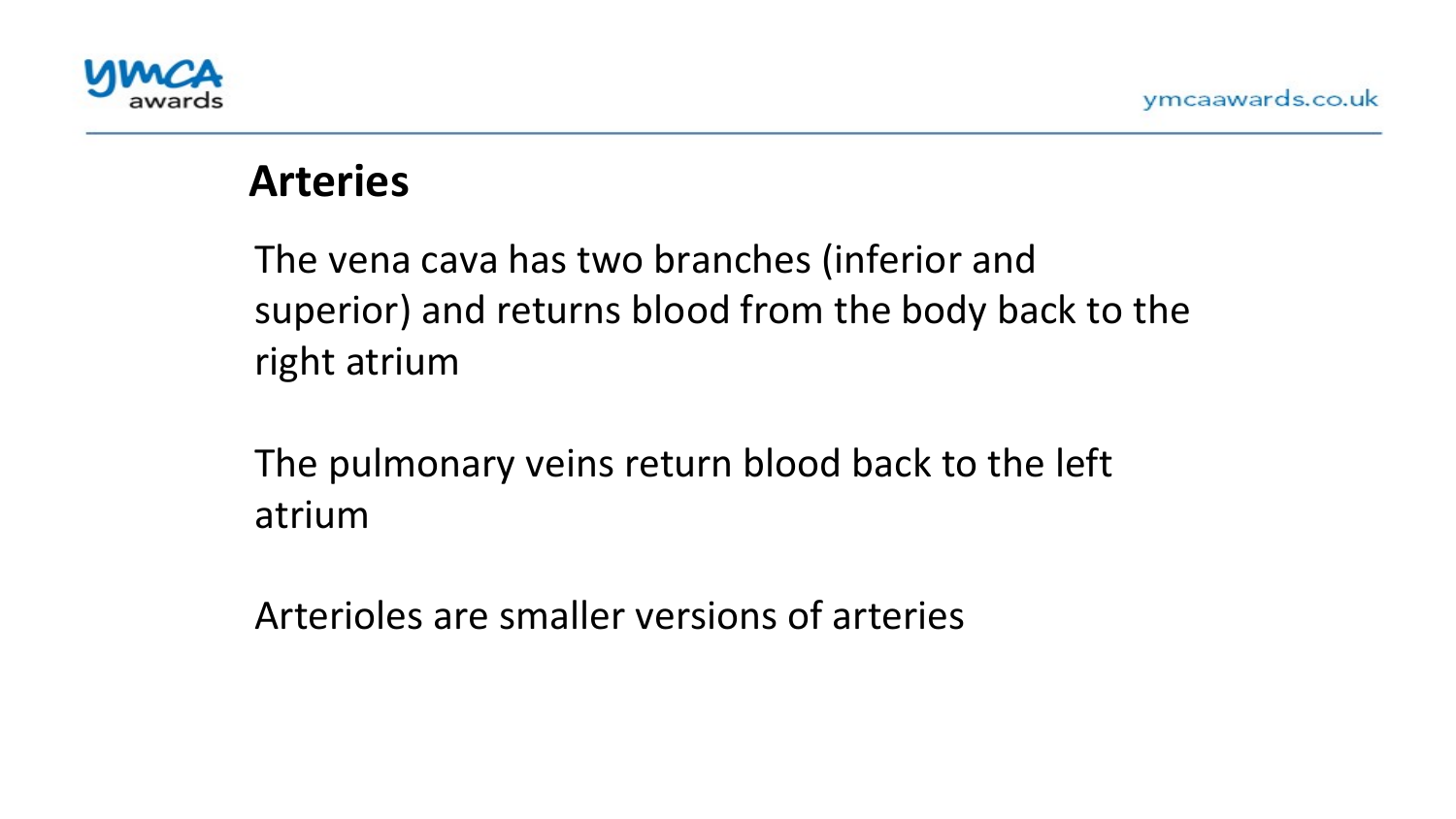## Arteries

The vena cava has two branches (inferior and superior) and returns blood from the body back to the right atrium

The pulmonary veins return blood back to the left atrium

Arterioles are smaller versions of arteries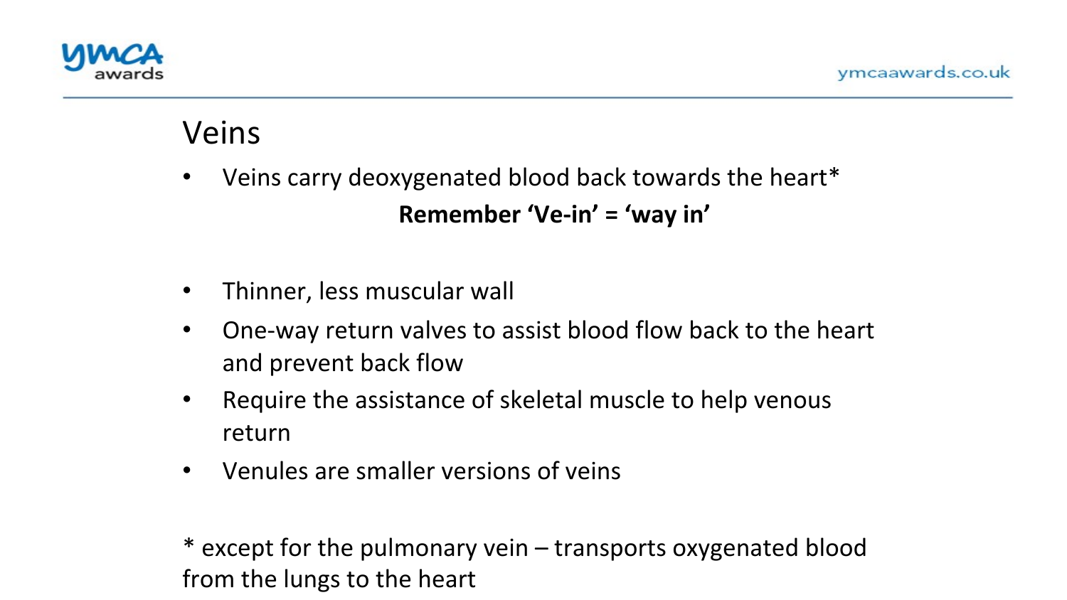# Veins

- Veins carry deoxygenated blood back towards the heart*

**Remember 'Ve-in' = 'way in'**

- Thinner, less muscular wall
- One-way return valves to assist blood flow back to the heart and prevent back flow
- Require the assistance of skeletal muscle to help venous return
- Venules are smaller versions of veins

* except for the pulmonary vein – transports oxygenated blood from the lungs to the heart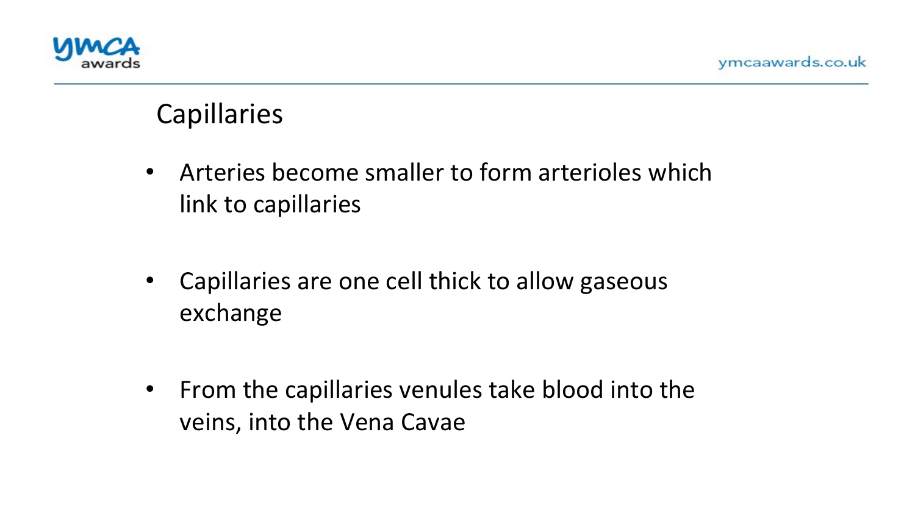## Capillaries

- Arteries become smaller to form arterioles which link to capillaries
- Capillaries are one cell thick to allow gaseous exchange
- From the capillaries venules take blood into the veins, into the Vena Cavae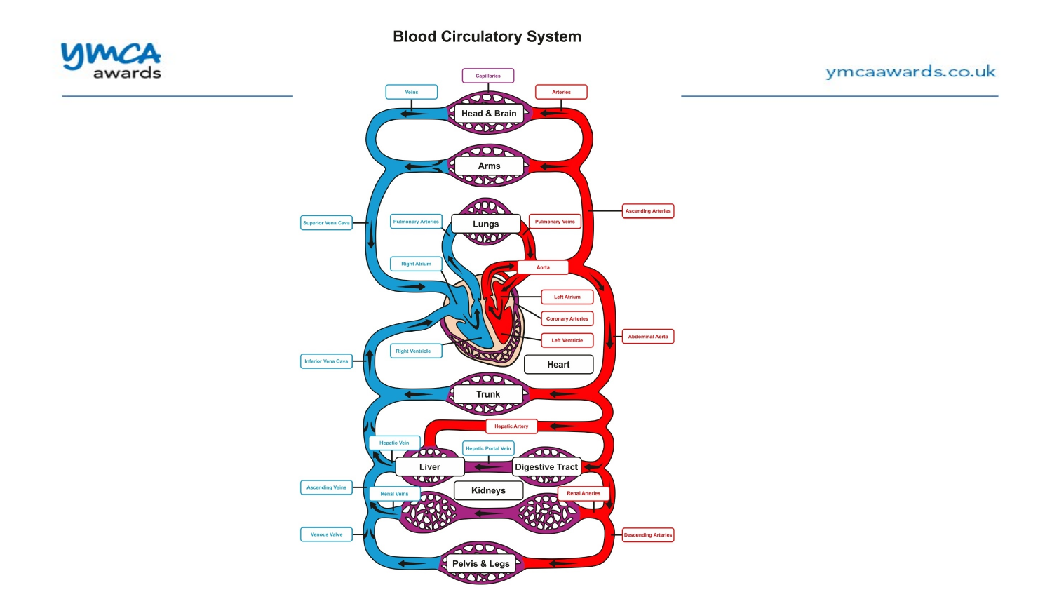# Blood Circulatory System

Capillaries

Veins

Arteries

Head & Brain

Arms

Ascending Arteries

Superior Vena Cava

Pulmonary Arteries

Lungs

Pulmonary Veins

Right Atrium

Aorta

Left Atrium

Coronary Arteries

Abdominal Aorta

Left Ventricle

Right Ventricle

Inferior Vena Cava

Heart

Trunk

Hepatic Artery

Hepatic Vein

Hepatic Portal Vein

Liver

Digestive Tract

Ascending Veins

Kidneys

Renal Veins

Renal Arteries

Venous Valve

Descending Arteries

Pelvis & Legs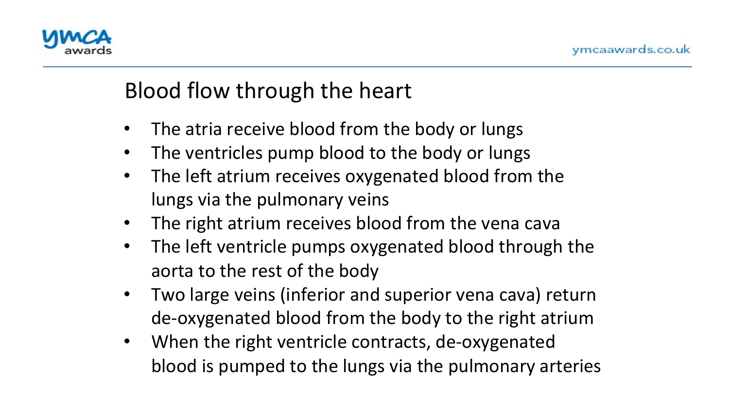# Blood flow through the heart

- The atria receive blood from the body or lungs
- The ventricles pump blood to the body or lungs
- The left atrium receives oxygenated blood from the lungs via the pulmonary veins
- The right atrium receives blood from the vena cava
- The left ventricle pumps oxygenated blood through the aorta to the rest of the body
- Two large veins (inferior and superior vena cava) return de-oxygenated blood from the body to the right atrium
- When the right ventricle contracts, de-oxygenated blood is pumped to the lungs via the pulmonary arteries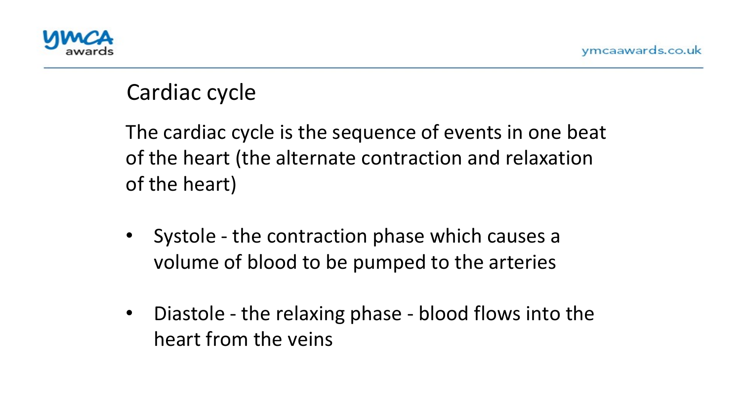## Cardiac cycle

The cardiac cycle is the sequence of events in one beat of the heart (the alternate contraction and relaxation of the heart)

- Systole - the contraction phase which causes a volume of blood to be pumped to the arteries
- Diastole - the relaxing phase - blood flows into the heart from the veins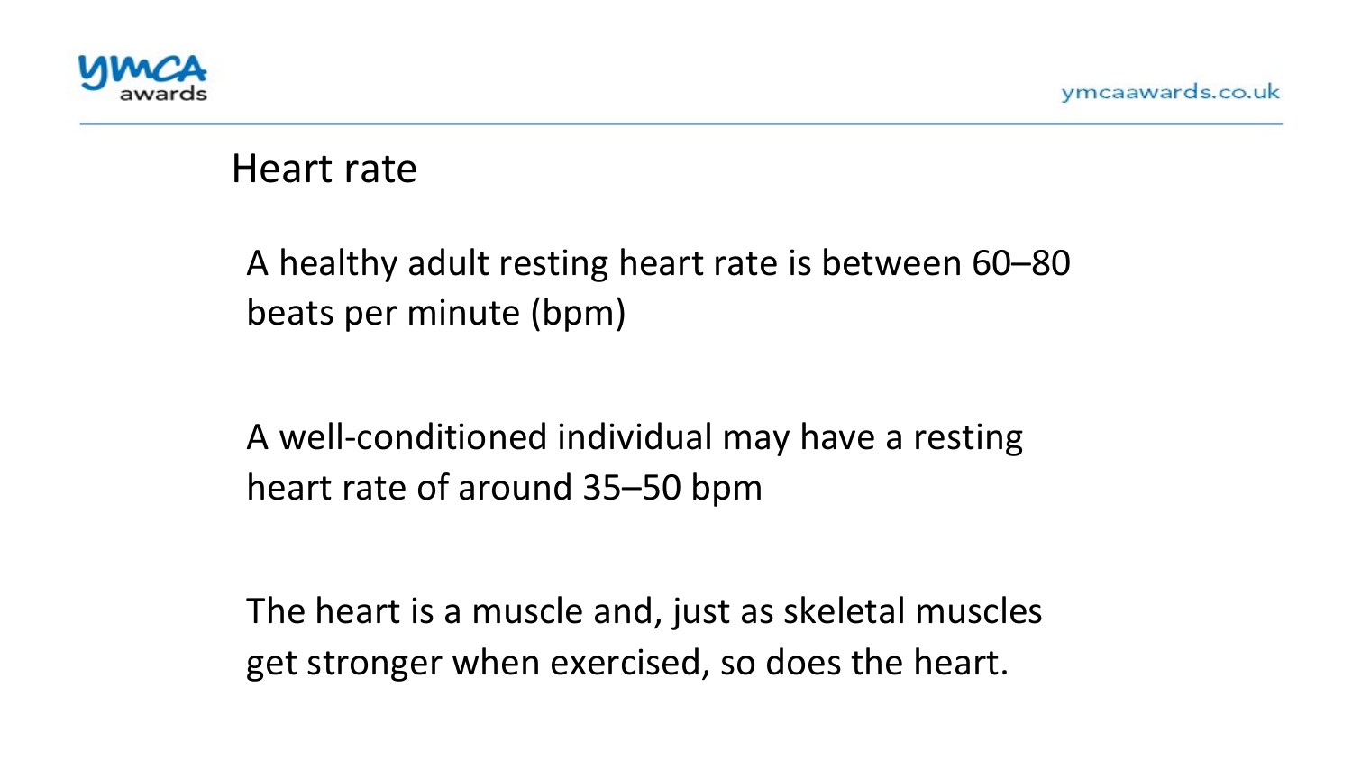# Heart rate

A healthy adult resting heart rate is between 60–80 beats per minute (bpm)

A well-conditioned individual may have a resting heart rate of around 35–50 bpm

The heart is a muscle and, just as skeletal muscles get stronger when exercised, so does the heart.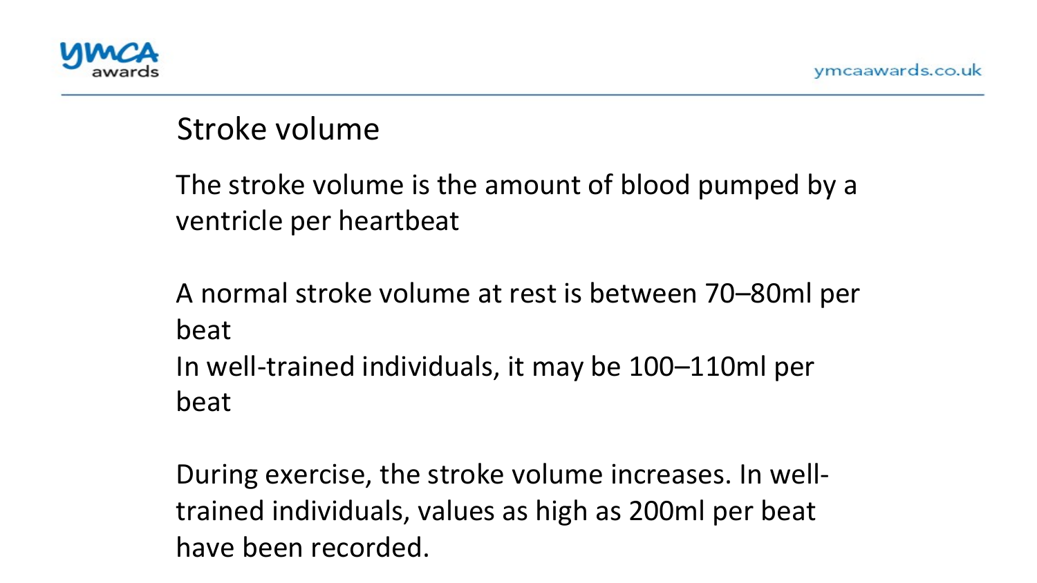## Stroke volume

The stroke volume is the amount of blood pumped by a ventricle per heartbeat

A normal stroke volume at rest is between 70–80ml per beat
In well-trained individuals, it may be 100–110ml per beat

During exercise, the stroke volume increases. In well-trained individuals, values as high as 200ml per beat have been recorded.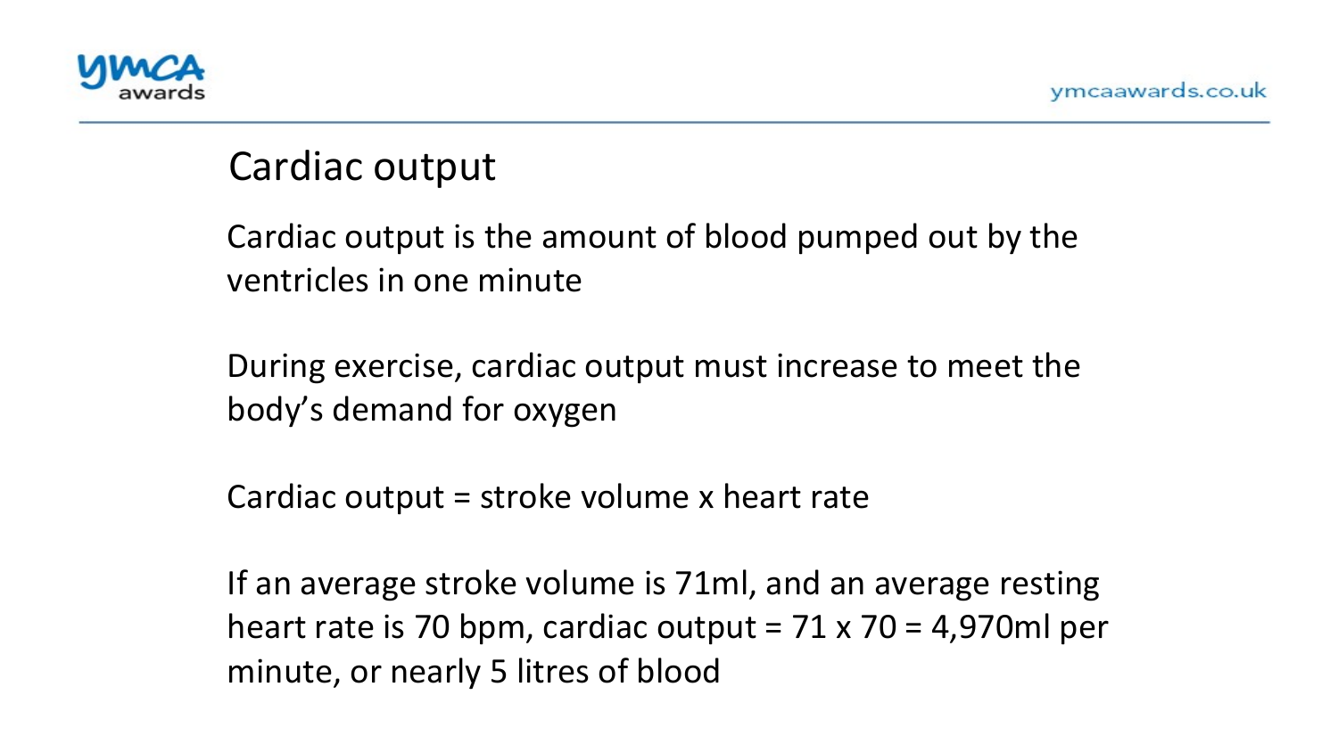# Cardiac output

Cardiac output is the amount of blood pumped out by the ventricles in one minute

During exercise, cardiac output must increase to meet the body's demand for oxygen

Cardiac output = stroke volume x heart rate

If an average stroke volume is 71ml, and an average resting heart rate is 70 bpm, cardiac output = 71 x 70 = 4,970ml per minute, or nearly 5 litres of blood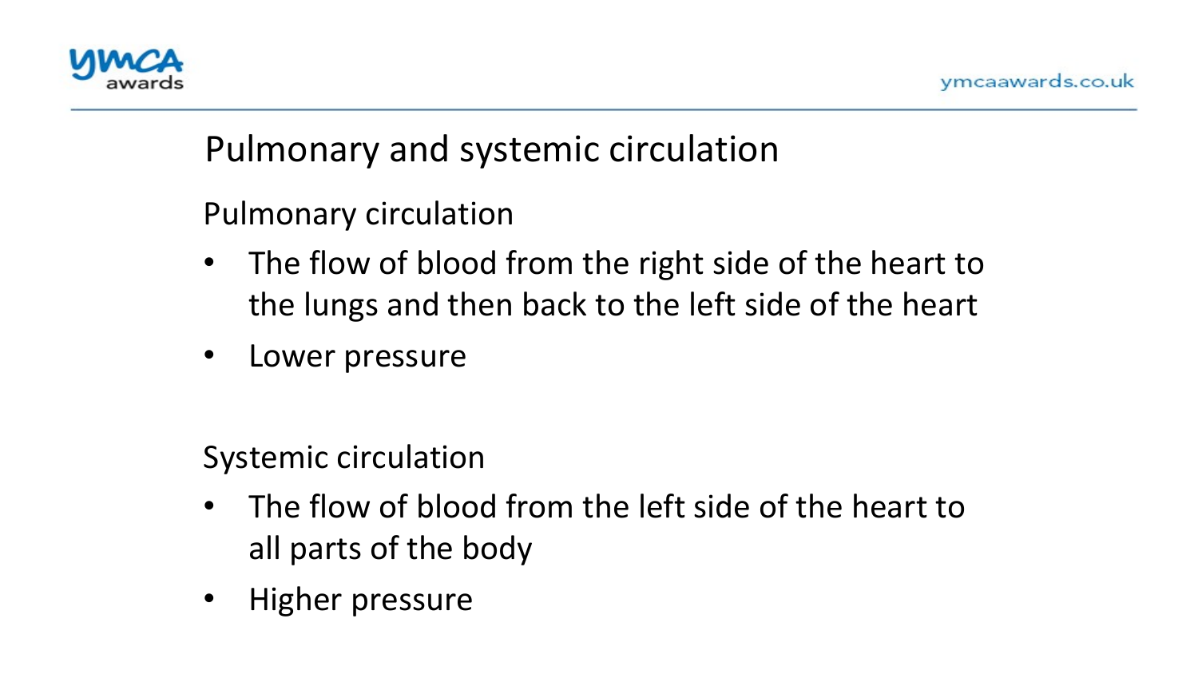# Pulmonary and systemic circulation

## Pulmonary circulation

- The flow of blood from the right side of the heart to the lungs and then back to the left side of the heart
- Lower pressure

## Systemic circulation

- The flow of blood from the left side of the heart to all parts of the body
- Higher pressure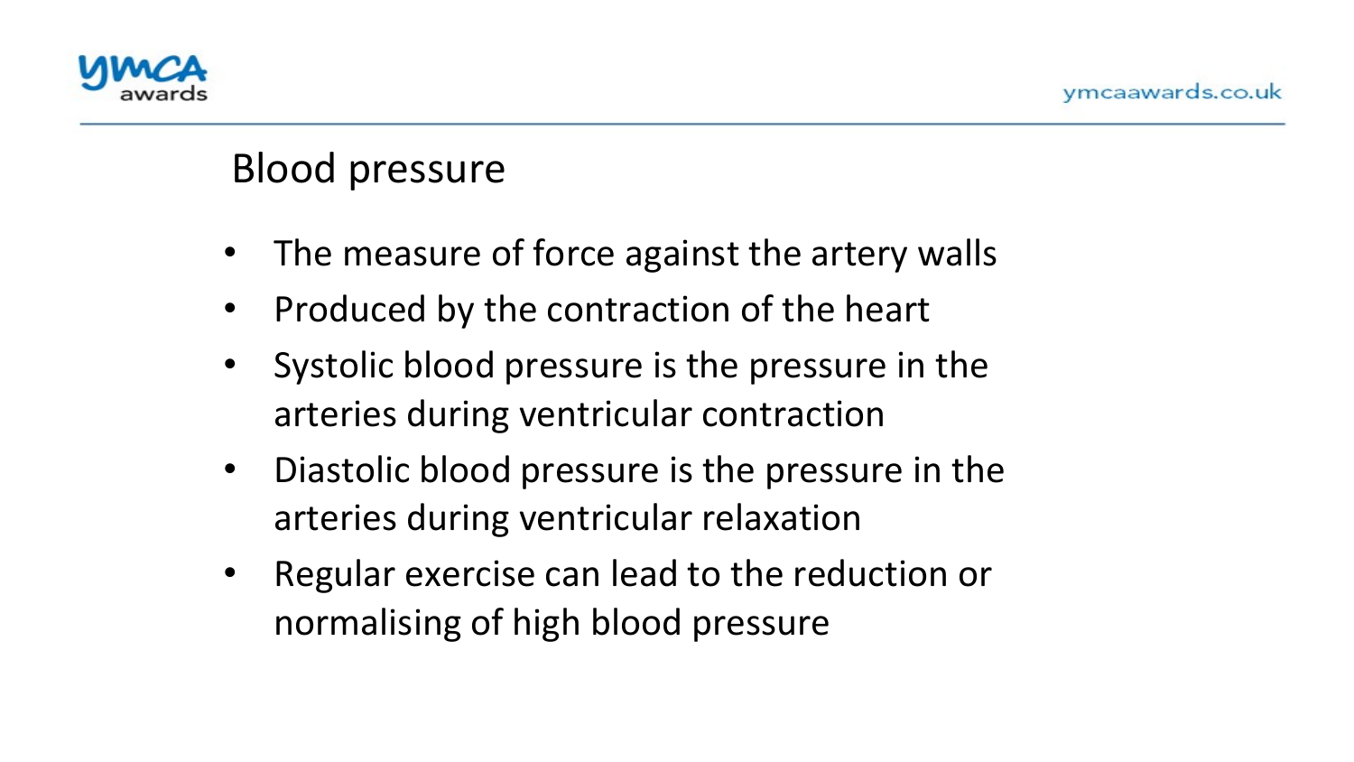# Blood pressure

- The measure of force against the artery walls
- Produced by the contraction of the heart
- Systolic blood pressure is the pressure in the arteries during ventricular contraction
- Diastolic blood pressure is the pressure in the arteries during ventricular relaxation
- Regular exercise can lead to the reduction or normalising of high blood pressure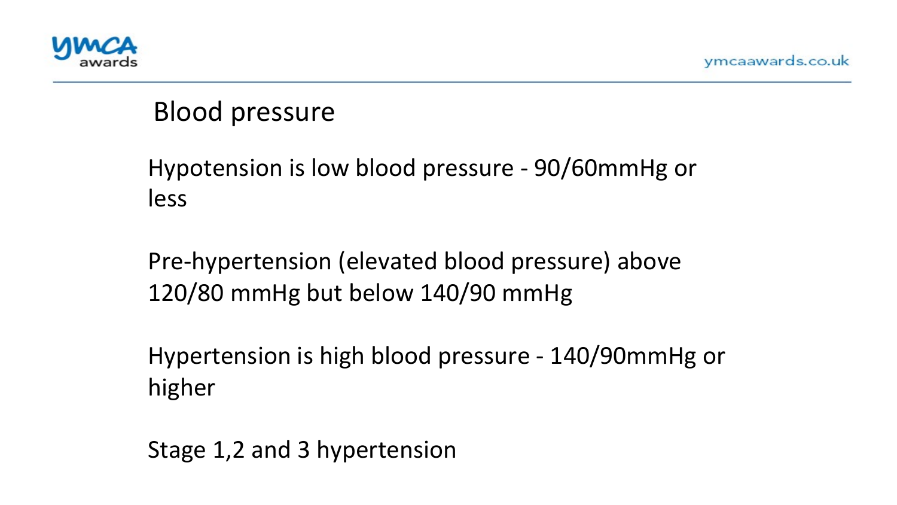# Blood pressure

Hypotension is low blood pressure - 90/60mmHg or less

Pre-hypertension (elevated blood pressure) above 120/80 mmHg but below 140/90 mmHg

Hypertension is high blood pressure - 140/90mmHg or higher

Stage 1,2 and 3 hypertension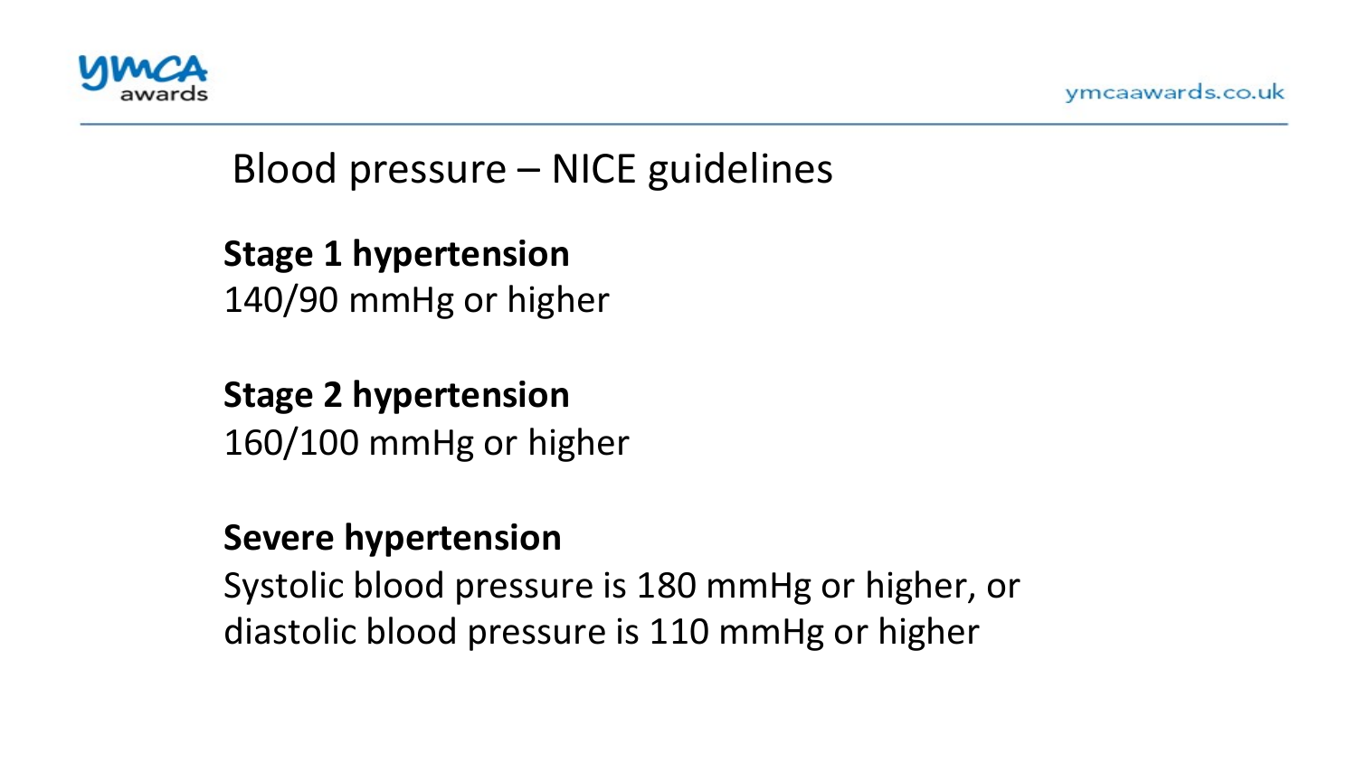# Blood pressure – NICE guidelines

**Stage 1 hypertension**
140/90 mmHg or higher

**Stage 2 hypertension**
160/100 mmHg or higher

**Severe hypertension**
Systolic blood pressure is 180 mmHg or higher, or diastolic blood pressure is 110 mmHg or higher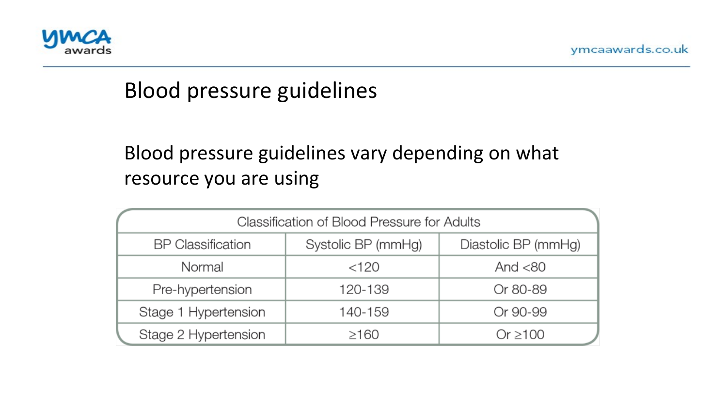# Blood pressure guidelines

Blood pressure guidelines vary depending on what resource you are using

| Classification of Blood Pressure for Adults | | |
|---|---|---|
| BP Classification | Systolic BP (mmHg) | Diastolic BP (mmHg) |
| Normal | <120 | And <80 |
| Pre-hypertension | 120-139 | Or 80-89 |
| Stage 1 Hypertension | 140-159 | Or 90-99 |
| Stage 2 Hypertension | ≥160 | Or ≥100 |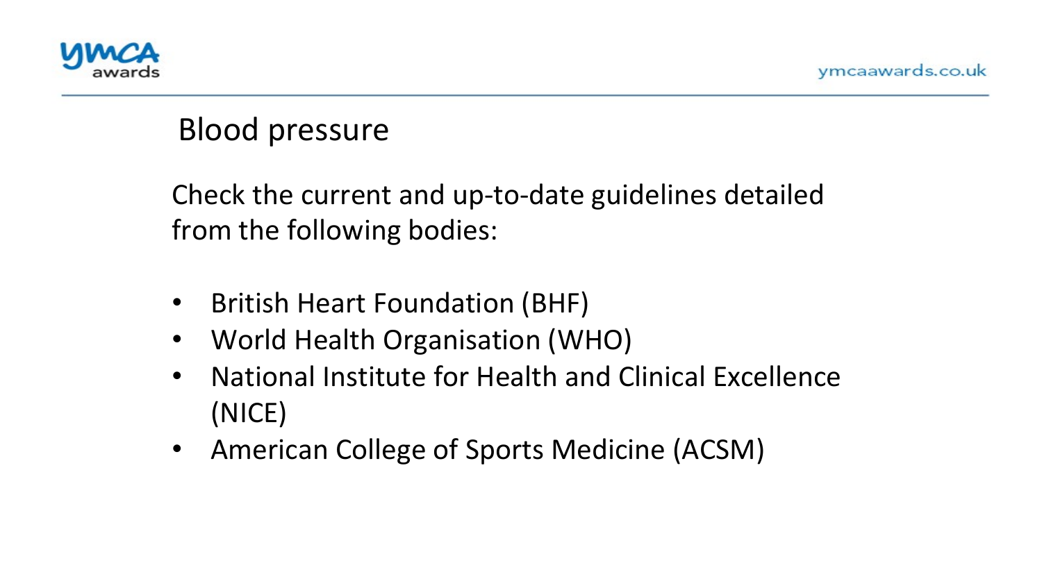# Blood pressure

Check the current and up-to-date guidelines detailed from the following bodies:

- British Heart Foundation (BHF)
- World Health Organisation (WHO)
- National Institute for Health and Clinical Excellence (NICE)
- American College of Sports Medicine (ACSM)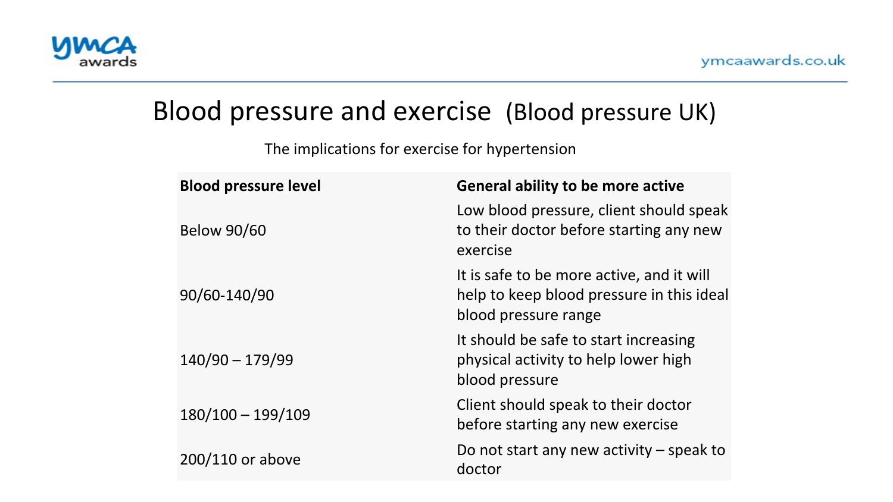# Blood pressure and exercise (Blood pressure UK)

The implications for exercise for hypertension

| Blood pressure level | General ability to be more active |
|---|---|
| Below 90/60 | Low blood pressure, client should speak to their doctor before starting any new exercise |
| 90/60-140/90 | It is safe to be more active, and it will help to keep blood pressure in this ideal blood pressure range |
| 140/90 – 179/99 | It should be safe to start increasing physical activity to help lower high blood pressure |
| 180/100 – 199/109 | Client should speak to their doctor before starting any new exercise |
| 200/110 or above | Do not start any new activity – speak to doctor |